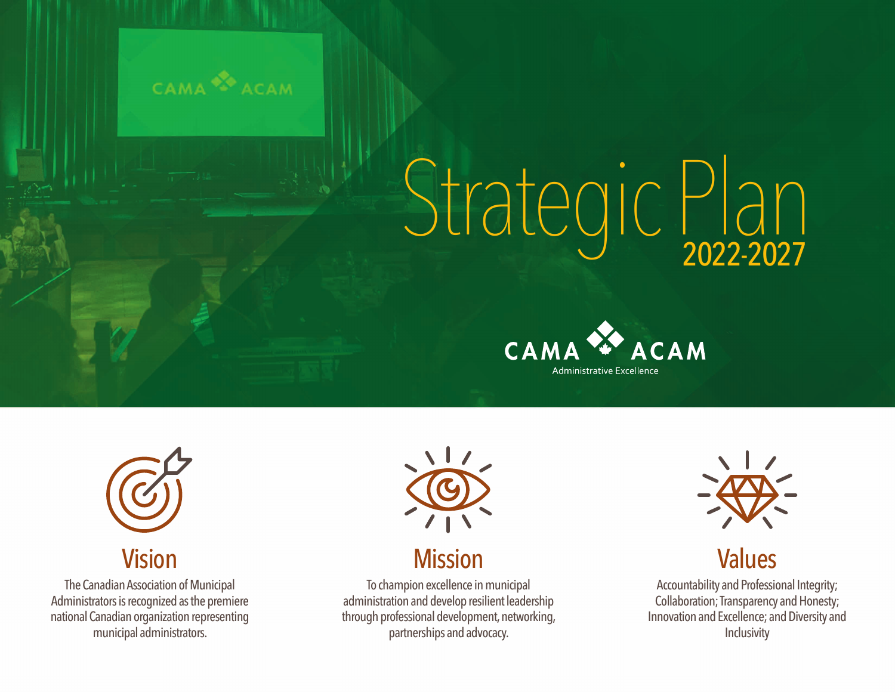# Strategic Plan 2022-2027

CAMA ACAM

Administrative Excellence

## Vision

The Canadian Association of Municipal Administrators is recognized as the premiere national Canadian organization representing municipal administrators.

## Mission

To champion excellence in municipal administration and develop resilient leadership through professional development, networking, partnerships and advocacy.

## Values

Accountability and Professional Integrity; Collaboration; Transparency and Honesty; Innovation and Excellence; and Diversity and Inclusivity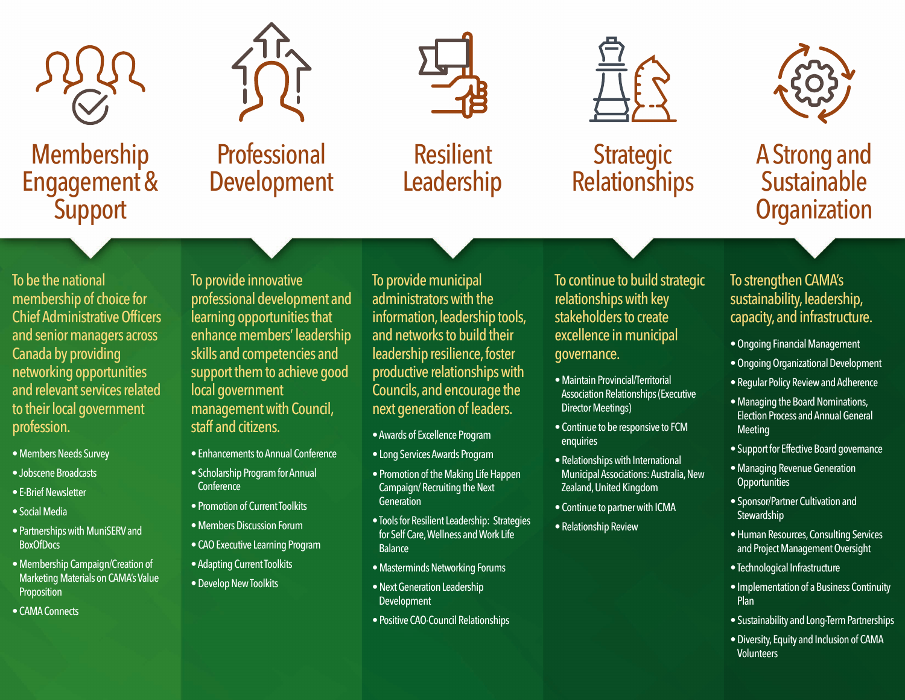## Membership Engagement & Support

To be the national membership of choice for Chief Administrative Officers and senior managers across Canada by providing networking opportunities and relevant services related to their local government profession.

- Members Needs Survey
- Jobscene Broadcasts
- E-Brief Newsletter
- Social Media
- Partnerships with MuniSERV and BoxOfDocs
- Membership Campaign/Creation of Marketing Materials on CAMA's Value Proposition
- CAMA Connects

## Professional Development

To provide innovative professional development and learning opportunities that enhance members' leadership skills and competencies and support them to achieve good local government management with Council, staff and citizens.

- Enhancements to Annual Conference
- Scholarship Program for Annual Conference
- Promotion of Current Toolkits
- Members Discussion Forum
- CAO Executive Learning Program
- Adapting Current Toolkits
- Develop New Toolkits

## Resilient Leadership

To provide municipal administrators with the information, leadership tools, and networks to build their leadership resilience, foster productive relationships with Councils, and encourage the next generation of leaders.

- Awards of Excellence Program
- Long Services Awards Program
- Promotion of the Making Life Happen Campaign/ Recruiting the Next Generation
- Tools for Resilient Leadership: Strategies for Self Care, Wellness and Work Life Balance
- Masterminds Networking Forums
- Next Generation Leadership Development
- Positive CAO-Council Relationships

## Strategic Relationships

To continue to build strategic relationships with key stakeholders to create excellence in municipal governance.

- Maintain Provincial/Territorial Association Relationships (Executive Director Meetings)
- Continue to be responsive to FCM enquiries
- Relationships with International Municipal Associations: Australia, New Zealand, United Kingdom
- Continue to partner with ICMA
- Relationship Review

## A Strong and Sustainable Organization

To strengthen CAMA's sustainability, leadership, capacity, and infrastructure.

- Ongoing Financial Management
- Ongoing Organizational Development
- Regular Policy Review and Adherence
- Managing the Board Nominations, Election Process and Annual General Meeting
- Support for Effective Board governance
- Managing Revenue Generation Opportunities
- Sponsor/Partner Cultivation and Stewardship
- Human Resources, Consulting Services and Project Management Oversight
- Technological Infrastructure
- Implementation of a Business Continuity Plan
- Sustainability and Long-Term Partnerships
- Diversity, Equity and Inclusion of CAMA Volunteers